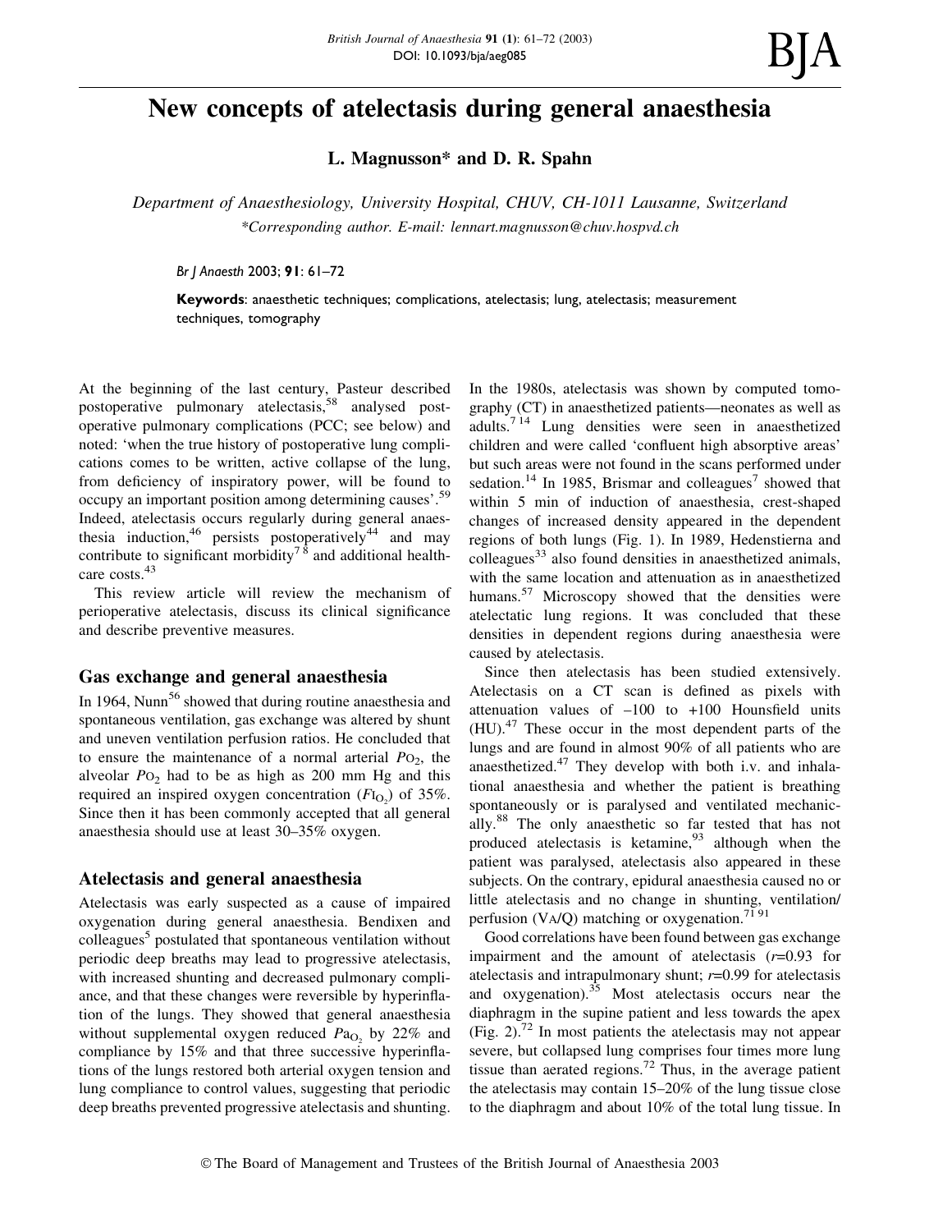# New concepts of atelectasis during general anaesthesia

**L. Magnusson\* and D. R. Spahn**

*Department of Anaesthesiology, University Hospital, CHUV, CH-1011 Lausanne, Switzerland*
*\*Corresponding author. E-mail: lennart.magnusson@chuv.hospvd.ch*

*Br J Anaesth* 2003; **91**: 61–72

**Keywords**: anaesthetic techniques; complications, atelectasis; lung, atelectasis; measurement techniques, tomography

At the beginning of the last century, Pasteur described postoperative pulmonary atelectasis,[58] analysed postoperative pulmonary complications (PCC; see below) and noted: 'when the true history of postoperative lung complications comes to be written, active collapse of the lung, from deficiency of inspiratory power, will be found to occupy an important position among determining causes'.[59] Indeed, atelectasis occurs regularly during general anaesthesia induction,[46] persists postoperatively[44] and may contribute to significant morbidity[7 8] and additional healthcare costs.[43]

This review article will review the mechanism of perioperative atelectasis, discuss its clinical significance and describe preventive measures.

## Gas exchange and general anaesthesia

In 1964, Nunn[56] showed that during routine anaesthesia and spontaneous ventilation, gas exchange was altered by shunt and uneven ventilation perfusion ratios. He concluded that to ensure the maintenance of a normal arterial $P_{O_2}$, the alveolar $P_{O_2}$ had to be as high as 200 mm Hg and this required an inspired oxygen concentration ($F_{I_{O_2}}$) of 35%. Since then it has been commonly accepted that all general anaesthesia should use at least 30–35% oxygen.

## Atelectasis and general anaesthesia

Atelectasis was early suspected as a cause of impaired oxygenation during general anaesthesia. Bendixen and colleagues[5] postulated that spontaneous ventilation without periodic deep breaths may lead to progressive atelectasis, with increased shunting and decreased pulmonary compliance, and that these changes were reversible by hyperinflation of the lungs. They showed that general anaesthesia without supplemental oxygen reduced $Pa_{O_2}$ by 22% and compliance by 15% and that three successive hyperinflations of the lungs restored both arterial oxygen tension and lung compliance to control values, suggesting that periodic deep breaths prevented progressive atelectasis and shunting.

In the 1980s, atelectasis was shown by computed tomography (CT) in anaesthetized patients—neonates as well as adults.[7 14] Lung densities were seen in anaesthetized children and were called 'confluent high absorptive areas' but such areas were not found in the scans performed under sedation.[14] In 1985, Brismar and colleagues[7] showed that within 5 min of induction of anaesthesia, crest-shaped changes of increased density appeared in the dependent regions of both lungs (Fig. 1). In 1989, Hedenstierna and colleagues[33] also found densities in anaesthetized animals, with the same location and attenuation as in anaesthetized humans.[57] Microscopy showed that the densities were atelectatic lung regions. It was concluded that these densities in dependent regions during anaesthesia were caused by atelectasis.

Since then atelectasis has been studied extensively. Atelectasis on a CT scan is defined as pixels with attenuation values of −100 to +100 Hounsfield units (HU).[47] These occur in the most dependent parts of the lungs and are found in almost 90% of all patients who are anaesthetized.[47] They develop with both i.v. and inhalational anaesthesia and whether the patient is breathing spontaneously or is paralysed and ventilated mechanically.[88] The only anaesthetic so far tested that has not produced atelectasis is ketamine,[93] although when the patient was paralysed, atelectasis also appeared in these subjects. On the contrary, epidural anaesthesia caused no or little atelectasis and no change in shunting, ventilation/perfusion (VA/Q) matching or oxygenation.[71 91]

Good correlations have been found between gas exchange impairment and the amount of atelectasis ($r$=0.93 for atelectasis and intrapulmonary shunt; $r$=0.99 for atelectasis and oxygenation).[35] Most atelectasis occurs near the diaphragm in the supine patient and less towards the apex (Fig. 2).[72] In most patients the atelectasis may not appear severe, but collapsed lung comprises four times more lung tissue than aerated regions.[72] Thus, in the average patient the atelectasis may contain 15–20% of the lung tissue close to the diaphragm and about 10% of the total lung tissue. In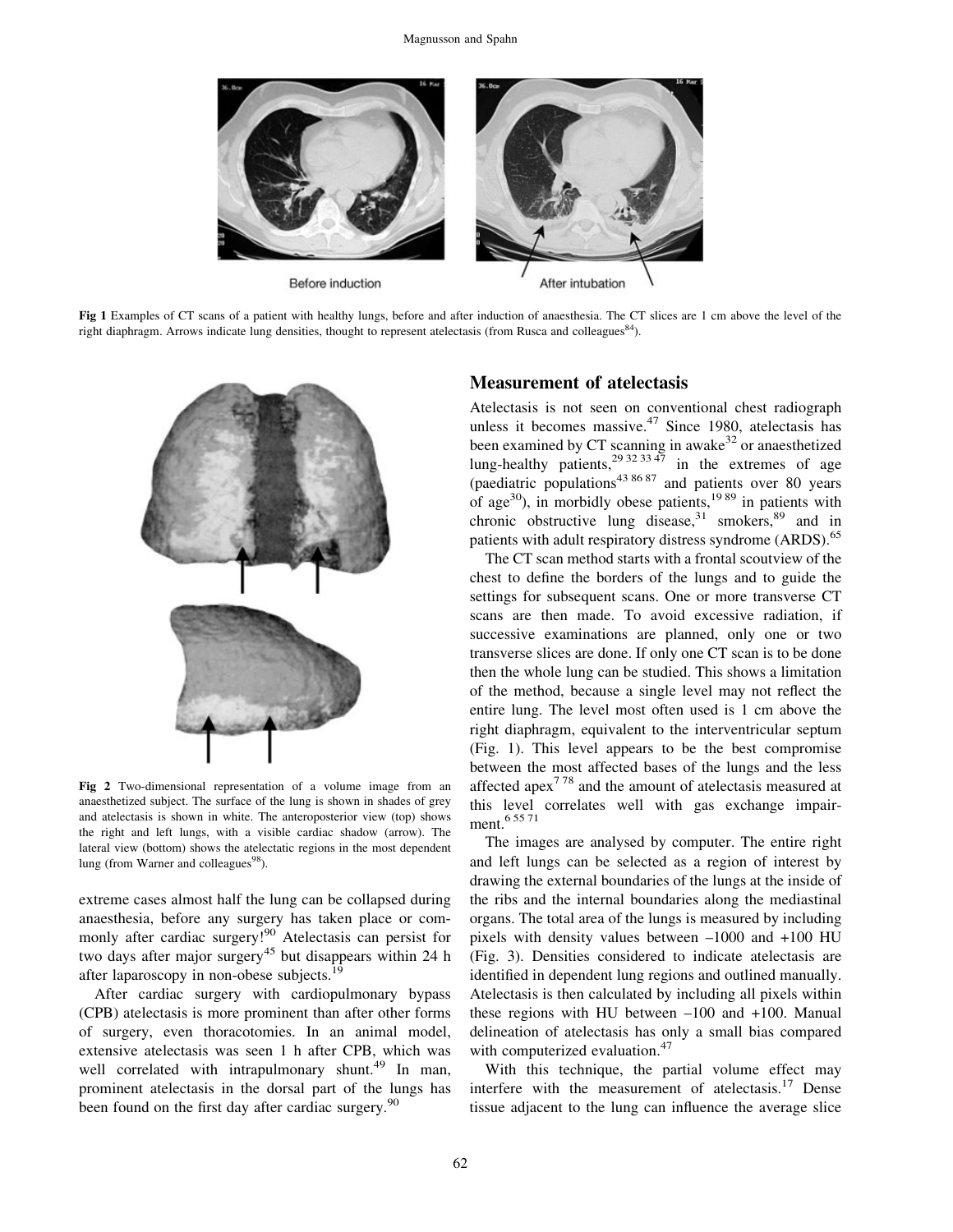Fig 1 Examples of CT scans of a patient with healthy lungs, before and after induction of anaesthesia. The CT slices are 1 cm above the level of the right diaphragm. Arrows indicate lung densities, thought to represent atelectasis (from Rusca and colleagues[84]).

Fig 2 Two-dimensional representation of a volume image from an anaesthetized subject. The surface of the lung is shown in shades of grey and atelectasis is shown in white. The anteroposterior view (top) shows the right and left lungs, with a visible cardiac shadow (arrow). The lateral view (bottom) shows the atelectatic regions in the most dependent lung (from Warner and colleagues[98]).

extreme cases almost half the lung can be collapsed during anaesthesia, before any surgery has taken place or commonly after cardiac surgery![90] Atelectasis can persist for two days after major surgery[45] but disappears within 24 h after laparoscopy in non-obese subjects.[19]

After cardiac surgery with cardiopulmonary bypass (CPB) atelectasis is more prominent than after other forms of surgery, even thoracotomies. In an animal model, extensive atelectasis was seen 1 h after CPB, which was well correlated with intrapulmonary shunt.[49] In man, prominent atelectasis in the dorsal part of the lungs has been found on the first day after cardiac surgery.[90]

## Measurement of atelectasis

Atelectasis is not seen on conventional chest radiograph unless it becomes massive.[47] Since 1980, atelectasis has been examined by CT scanning in awake[32] or anaesthetized lung-healthy patients,[29 32 33 47] in the extremes of age (paediatric populations[43 86 87] and patients over 80 years of age[30]), in morbidly obese patients,[19 89] in patients with chronic obstructive lung disease,[31] smokers,[89] and in patients with adult respiratory distress syndrome (ARDS).[65]

The CT scan method starts with a frontal scoutview of the chest to define the borders of the lungs and to guide the settings for subsequent scans. One or more transverse CT scans are then made. To avoid excessive radiation, if successive examinations are planned, only one or two transverse slices are done. If only one CT scan is to be done then the whole lung can be studied. This shows a limitation of the method, because a single level may not reflect the entire lung. The level most often used is 1 cm above the right diaphragm, equivalent to the interventricular septum (Fig. 1). This level appears to be the best compromise between the most affected bases of the lungs and the less affected apex[7 78] and the amount of atelectasis measured at this level correlates well with gas exchange impairment.[6 55 71]

The images are analysed by computer. The entire right and left lungs can be selected as a region of interest by drawing the external boundaries of the lungs at the inside of the ribs and the internal boundaries along the mediastinal organs. The total area of the lungs is measured by including pixels with density values between –1000 and +100 HU (Fig. 3). Densities considered to indicate atelectasis are identified in dependent lung regions and outlined manually. Atelectasis is then calculated by including all pixels within these regions with HU between –100 and +100. Manual delineation of atelectasis has only a small bias compared with computerized evaluation.[47]

With this technique, the partial volume effect may interfere with the measurement of atelectasis.[17] Dense tissue adjacent to the lung can influence the average slice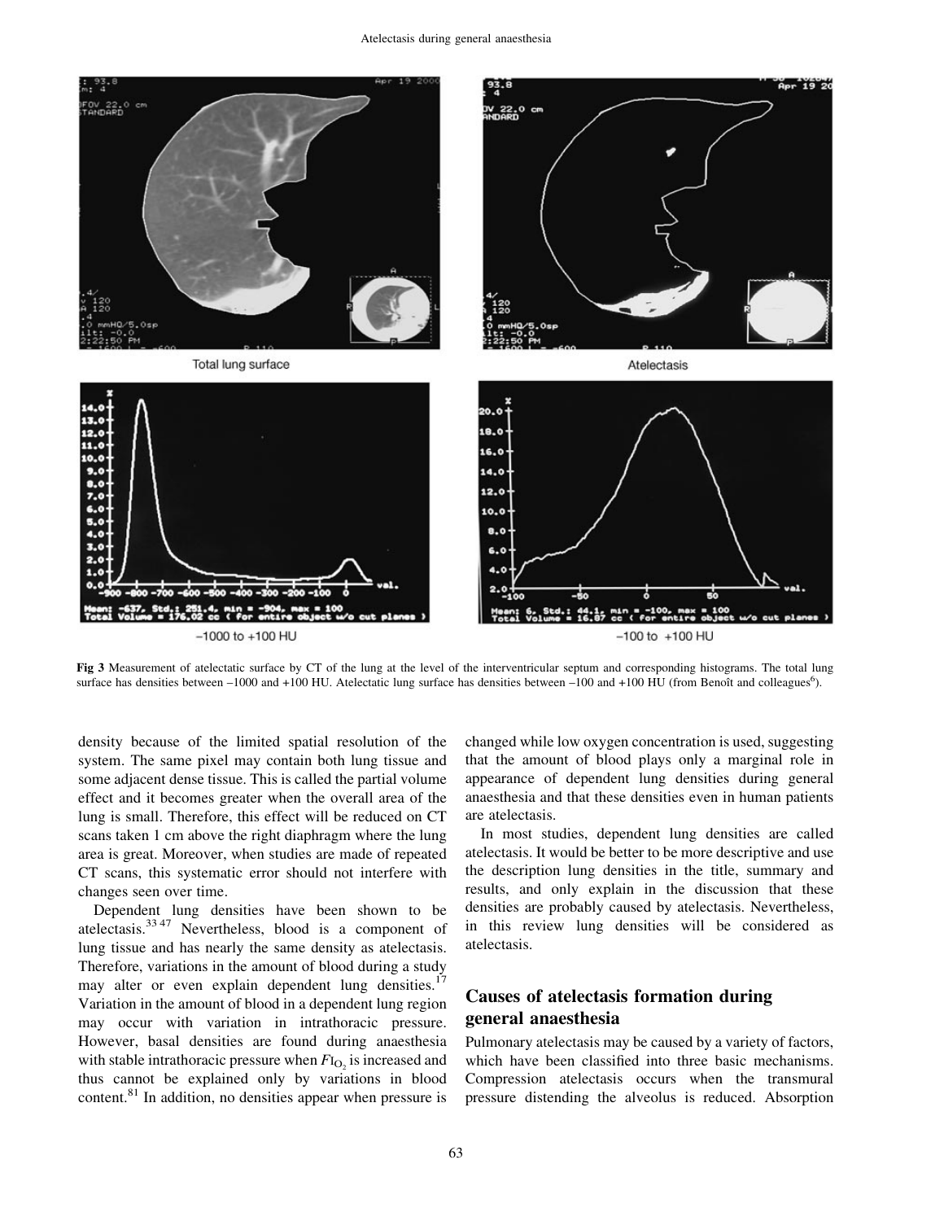**Fig 3** Measurement of atelectatic surface by CT of the lung at the level of the interventricular septum and corresponding histograms. The total lung surface has densities between −1000 and +100 HU. Atelectatic lung surface has densities between −100 and +100 HU (from Benoît and colleagues[6]).

density because of the limited spatial resolution of the system. The same pixel may contain both lung tissue and some adjacent dense tissue. This is called the partial volume effect and it becomes greater when the overall area of the lung is small. Therefore, this effect will be reduced on CT scans taken 1 cm above the right diaphragm where the lung area is great. Moreover, when studies are made of repeated CT scans, this systematic error should not interfere with changes seen over time.

Dependent lung densities have been shown to be atelectasis.[33 47] Nevertheless, blood is a component of lung tissue and has nearly the same density as atelectasis. Therefore, variations in the amount of blood during a study may alter or even explain dependent lung densities.[17] Variation in the amount of blood in a dependent lung region may occur with variation in intrathoracic pressure. However, basal densities are found during anaesthesia with stable intrathoracic pressure when $F_{I_{O_2}}$ is increased and thus cannot be explained only by variations in blood content.[81] In addition, no densities appear when pressure is changed while low oxygen concentration is used, suggesting that the amount of blood plays only a marginal role in appearance of dependent lung densities during general anaesthesia and that these densities even in human patients are atelectasis.

In most studies, dependent lung densities are called atelectasis. It would be better to be more descriptive and use the description lung densities in the title, summary and results, and only explain in the discussion that these densities are probably caused by atelectasis. Nevertheless, in this review lung densities will be considered as atelectasis.

## Causes of atelectasis formation during general anaesthesia

Pulmonary atelectasis may be caused by a variety of factors, which have been classified into three basic mechanisms. Compression atelectasis occurs when the transmural pressure distending the alveolus is reduced. Absorption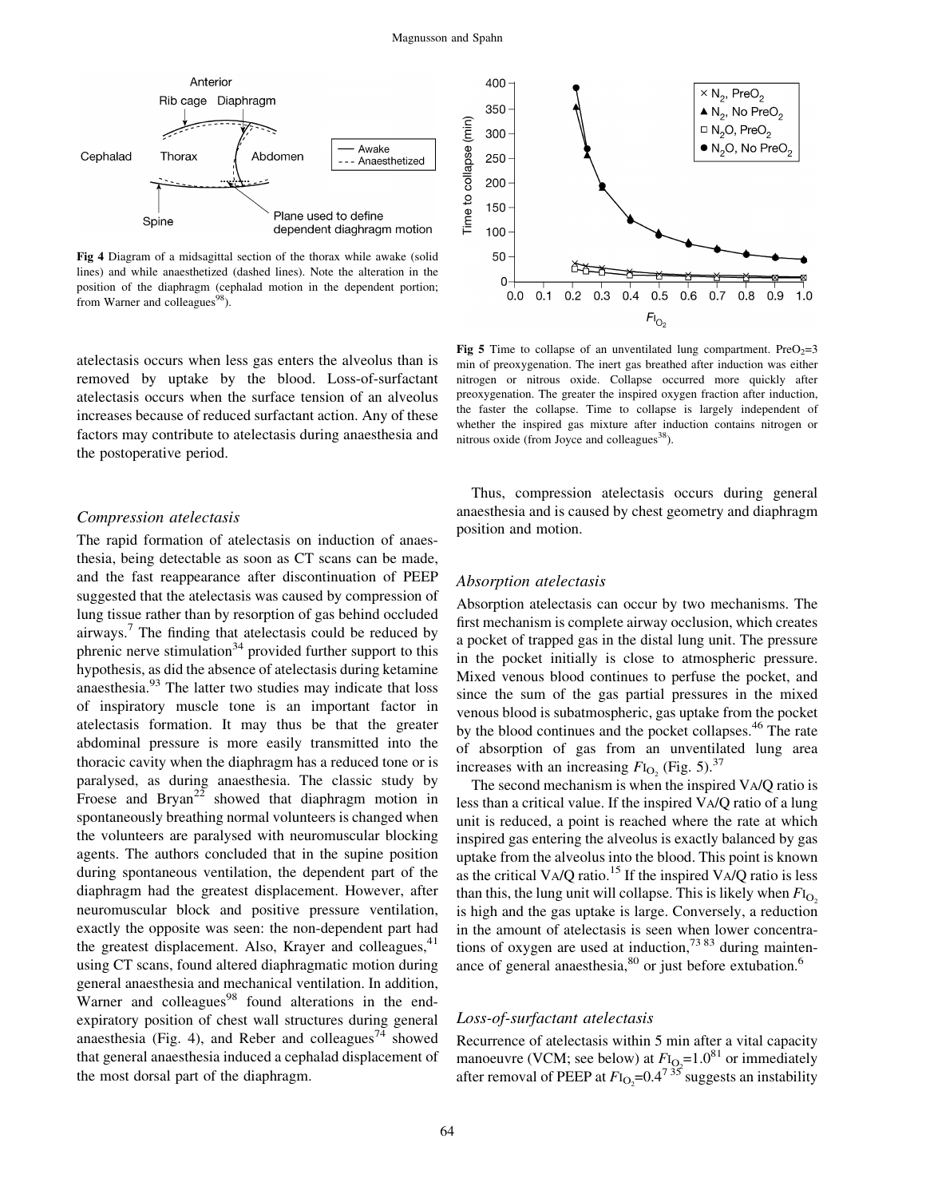Fig 4 Diagram of a midsagittal section of the thorax while awake (solid lines) and while anaesthetized (dashed lines). Note the alteration in the position of the diaphragm (cephalad motion in the dependent portion; from Warner and colleagues[98]).

Fig 5 Time to collapse of an unventilated lung compartment. $PreO_2$=3 min of preoxygenation. The inert gas breathed after induction was either nitrogen or nitrous oxide. Collapse occurred more quickly after preoxygenation. The greater the inspired oxygen fraction after induction, the faster the collapse. Time to collapse is largely independent of whether the inspired gas mixture after induction contains nitrogen or nitrous oxide (from Joyce and colleagues[38]).

atelectasis occurs when less gas enters the alveolus than is removed by uptake by the blood. Loss-of-surfactant atelectasis occurs when the surface tension of an alveolus increases because of reduced surfactant action. Any of these factors may contribute to atelectasis during anaesthesia and the postoperative period.

### *Compression atelectasis*

The rapid formation of atelectasis on induction of anaesthesia, being detectable as soon as CT scans can be made, and the fast reappearance after discontinuation of PEEP suggested that the atelectasis was caused by compression of lung tissue rather than by resorption of gas behind occluded airways.[7] The finding that atelectasis could be reduced by phrenic nerve stimulation[34] provided further support to this hypothesis, as did the absence of atelectasis during ketamine anaesthesia.[93] The latter two studies may indicate that loss of inspiratory muscle tone is an important factor in atelectasis formation. It may thus be that the greater abdominal pressure is more easily transmitted into the thoracic cavity when the diaphragm has a reduced tone or is paralysed, as during anaesthesia. The classic study by Froese and Bryan[22] showed that diaphragm motion in spontaneously breathing normal volunteers is changed when the volunteers are paralysed with neuromuscular blocking agents. The authors concluded that in the supine position during spontaneous ventilation, the dependent part of the diaphragm had the greatest displacement. However, after neuromuscular block and positive pressure ventilation, exactly the opposite was seen: the non-dependent part had the greatest displacement. Also, Krayer and colleagues,[41] using CT scans, found altered diaphragmatic motion during general anaesthesia and mechanical ventilation. In addition, Warner and colleagues[98] found alterations in the end-expiratory position of chest wall structures during general anaesthesia (Fig. 4), and Reber and colleagues[74] showed that general anaesthesia induced a cephalad displacement of the most dorsal part of the diaphragm.

Thus, compression atelectasis occurs during general anaesthesia and is caused by chest geometry and diaphragm position and motion.

### *Absorption atelectasis*

Absorption atelectasis can occur by two mechanisms. The first mechanism is complete airway occlusion, which creates a pocket of trapped gas in the distal lung unit. The pressure in the pocket initially is close to atmospheric pressure. Mixed venous blood continues to perfuse the pocket, and since the sum of the gas partial pressures in the mixed venous blood is subatmospheric, gas uptake from the pocket by the blood continues and the pocket collapses.[46] The rate of absorption of gas from an unventilated lung area increases with an increasing $F_{I_{O_2}}$ (Fig. 5).[37]

The second mechanism is when the inspired VA/Q ratio is less than a critical value. If the inspired VA/Q ratio of a lung unit is reduced, a point is reached where the rate at which inspired gas entering the alveolus is exactly balanced by gas uptake from the alveolus into the blood. This point is known as the critical VA/Q ratio.[15] If the inspired VA/Q ratio is less than this, the lung unit will collapse. This is likely when $F_{I_{O_2}}$ is high and the gas uptake is large. Conversely, a reduction in the amount of atelectasis is seen when lower concentrations of oxygen are used at induction,[73 83] during maintenance of general anaesthesia,[80] or just before extubation.[6]

### *Loss-of-surfactant atelectasis*

Recurrence of atelectasis within 5 min after a vital capacity manoeuvre (VCM; see below) at $F_{I_{O_2}}$=1.0[81] or immediately after removal of PEEP at $F_{I_{O_2}}$=0.4[7 35] suggests an instability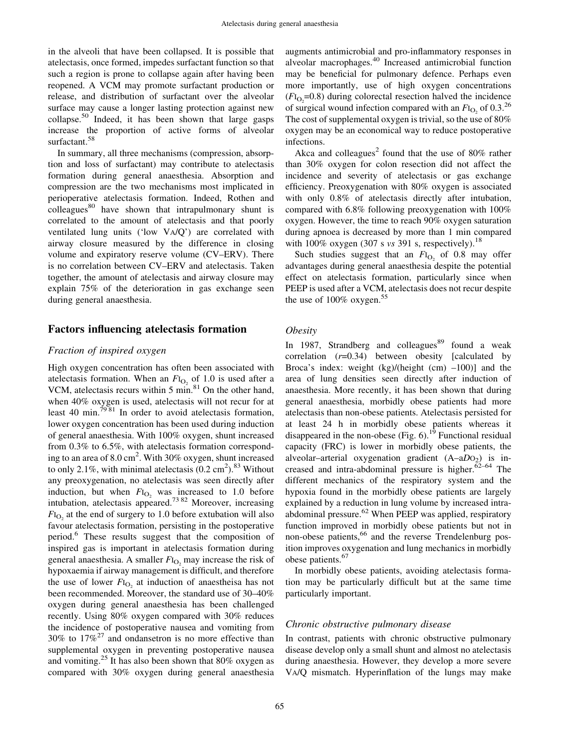in the alveoli that have been collapsed. It is possible that atelectasis, once formed, impedes surfactant function so that such a region is prone to collapse again after having been reopened. A VCM may promote surfactant production or release, and distribution of surfactant over the alveolar surface may cause a longer lasting protection against new collapse.[50] Indeed, it has been shown that large gasps increase the proportion of active forms of alveolar surfactant.[58]

In summary, all three mechanisms (compression, absorption and loss of surfactant) may contribute to atelectasis formation during general anaesthesia. Absorption and compression are the two mechanisms most implicated in perioperative atelectasis formation. Indeed, Rothen and colleagues[80] have shown that intrapulmonary shunt is correlated to the amount of atelectasis and that poorly ventilated lung units ('low VA/Q') are correlated with airway closure measured by the difference in closing volume and expiratory reserve volume (CV–ERV). There is no correlation between CV–ERV and atelectasis. Taken together, the amount of atelectasis and airway closure may explain 75% of the deterioration in gas exchange seen during general anaesthesia.

## Factors influencing atelectasis formation

### *Fraction of inspired oxygen*

High oxygen concentration has often been associated with atelectasis formation. When an $F_{I_{O_2}}$ of 1.0 is used after a VCM, atelectasis recurs within 5 min.[81] On the other hand, when 40% oxygen is used, atelectasis will not recur for at least 40 min.[79,81] In order to avoid atelectasis formation, lower oxygen concentration has been used during induction of general anaesthesia. With 100% oxygen, shunt increased from 0.3% to 6.5%, with atelectasis formation corresponding to an area of 8.0 $cm^2$. With 30% oxygen, shunt increased to only 2.1%, with minimal atelectasis (0.2 $cm^2$).[83] Without any preoxygenation, no atelectasis was seen directly after induction, but when $F_{I_{O_2}}$ was increased to 1.0 before intubation, atelectasis appeared.[73,82] Moreover, increasing $F_{I_{O_2}}$ at the end of surgery to 1.0 before extubation will also favour atelectasis formation, persisting in the postoperative period.[6] These results suggest that the composition of inspired gas is important in atelectasis formation during general anaesthesia. A smaller $F_{I_{O_2}}$ may increase the risk of hypoxaemia if airway management is difficult, and therefore the use of lower $F_{I_{O_2}}$ at induction of anaestheisa has not been recommended. Moreover, the standard use of 30–40% oxygen during general anaesthesia has been challenged recently. Using 80% oxygen compared with 30% reduces the incidence of postoperative nausea and vomiting from 30% to 17%[27] and ondansetron is no more effective than supplemental oxygen in preventing postoperative nausea and vomiting.[25] It has also been shown that 80% oxygen as compared with 30% oxygen during general anaesthesia augments antimicrobial and pro-inflammatory responses in alveolar macrophages.[40] Increased antimicrobial function may be beneficial for pulmonary defence. Perhaps even more importantly, use of high oxygen concentrations ($F_{I_{O_2}}$=0.8) during colorectal resection halved the incidence of surgical wound infection compared with an $F_{I_{O_2}}$ of 0.3.[26] The cost of supplemental oxygen is trivial, so the use of 80% oxygen may be an economical way to reduce postoperative infections.

Akca and colleagues[2] found that the use of 80% rather than 30% oxygen for colon resection did not affect the incidence and severity of atelectasis or gas exchange efficiency. Preoxygenation with 80% oxygen is associated with only 0.8% of atelectasis directly after intubation, compared with 6.8% following preoxygenation with 100% oxygen. However, the time to reach 90% oxygen saturation during apnoea is decreased by more than 1 min compared with 100% oxygen (307 s *vs* 391 s, respectively).[18]

Such studies suggest that an $F_{I_{O_2}}$ of 0.8 may offer advantages during general anaesthesia despite the potential effect on atelectasis formation, particularly since when PEEP is used after a VCM, atelectasis does not recur despite the use of 100% oxygen.[55]

### *Obesity*

In 1987, Strandberg and colleagues[89] found a weak correlation ($r$=0.34) between obesity [calculated by Broca's index: weight (kg)/(height (cm) –100)] and the area of lung densities seen directly after induction of anaesthesia. More recently, it has been shown that during general anaesthesia, morbidly obese patients had more atelectasis than non-obese patients. Atelectasis persisted for at least 24 h in morbidly obese patients whereas it disappeared in the non-obese (Fig. 6).[19] Functional residual capacity (FRC) is lower in morbidly obese patients, the alveolar–arterial oxygenation gradient (A–a$D_{O_2}$) is increased and intra-abdominal pressure is higher.[62–64] The different mechanics of the respiratory system and the hypoxia found in the morbidly obese patients are largely explained by a reduction in lung volume by increased intra-abdominal pressure.[62] When PEEP was applied, respiratory function improved in morbidly obese patients but not in non-obese patients,[66] and the reverse Trendelenburg position improves oxygenation and lung mechanics in morbidly obese patients.[67]

In morbidly obese patients, avoiding atelectasis formation may be particularly difficult but at the same time particularly important.

### *Chronic obstructive pulmonary disease*

In contrast, patients with chronic obstructive pulmonary disease develop only a small shunt and almost no atelectasis during anaesthesia. However, they develop a more severe VA/Q mismatch. Hyperinflation of the lungs may make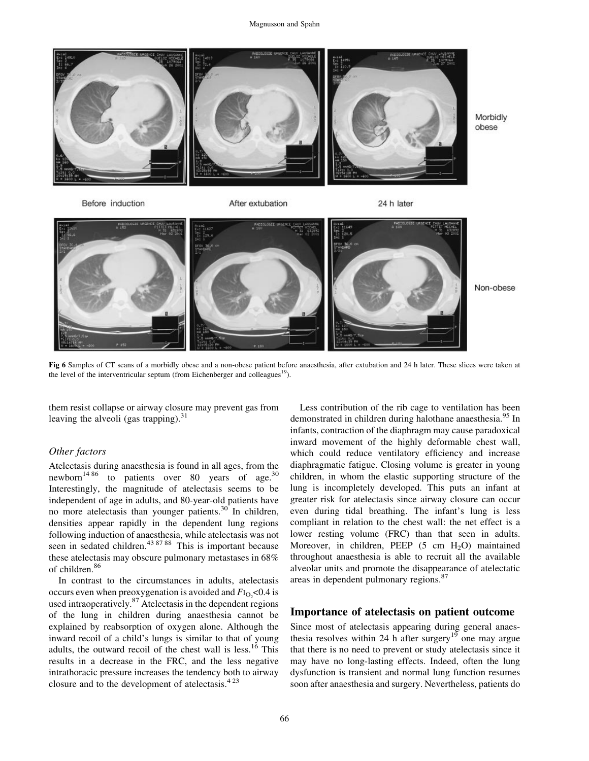Fig 6 Samples of CT scans of a morbidly obese and a non-obese patient before anaesthesia, after extubation and 24 h later. These slices were taken at the level of the interventricular septum (from Eichenberger and colleagues[19]).

them resist collapse or airway closure may prevent gas from leaving the alveoli (gas trapping).[31]

### Other factors

Atelectasis during anaesthesia is found in all ages, from the newborn[14 86] to patients over 80 years of age.[30] Interestingly, the magnitude of atelectasis seems to be independent of age in adults, and 80-year-old patients have no more atelectasis than younger patients.[30] In children, densities appear rapidly in the dependent lung regions following induction of anaesthesia, while atelectasis was not seen in sedated children.[43 87 88] This is important because these atelectasis may obscure pulmonary metastases in 68% of children.[86]

In contrast to the circumstances in adults, atelectasis occurs even when preoxygenation is avoided and $F_{I_{O_2}}$<0.4 is used intraoperatively.[87] Atelectasis in the dependent regions of the lung in children during anaesthesia cannot be explained by reabsorption of oxygen alone. Although the inward recoil of a child's lungs is similar to that of young adults, the outward recoil of the chest wall is less.[16] This results in a decrease in the FRC, and the less negative intrathoracic pressure increases the tendency both to airway closure and to the development of atelectasis.[4 23]

Less contribution of the rib cage to ventilation has been demonstrated in children during halothane anaesthesia.[95] In infants, contraction of the diaphragm may cause paradoxical inward movement of the highly deformable chest wall, which could reduce ventilatory efficiency and increase diaphragmatic fatigue. Closing volume is greater in young children, in whom the elastic supporting structure of the lung is incompletely developed. This puts an infant at greater risk for atelectasis since airway closure can occur even during tidal breathing. The infant's lung is less compliant in relation to the chest wall: the net effect is a lower resting volume (FRC) than that seen in adults. Moreover, in children, PEEP (5 cm $H_2O$) maintained throughout anaesthesia is able to recruit all the available alveolar units and promote the disappearance of atelectatic areas in dependent pulmonary regions.[87]

## Importance of atelectasis on patient outcome

Since most of atelectasis appearing during general anaesthesia resolves within 24 h after surgery[19] one may argue that there is no need to prevent or study atelectasis since it may have no long-lasting effects. Indeed, often the lung dysfunction is transient and normal lung function resumes soon after anaesthesia and surgery. Nevertheless, patients do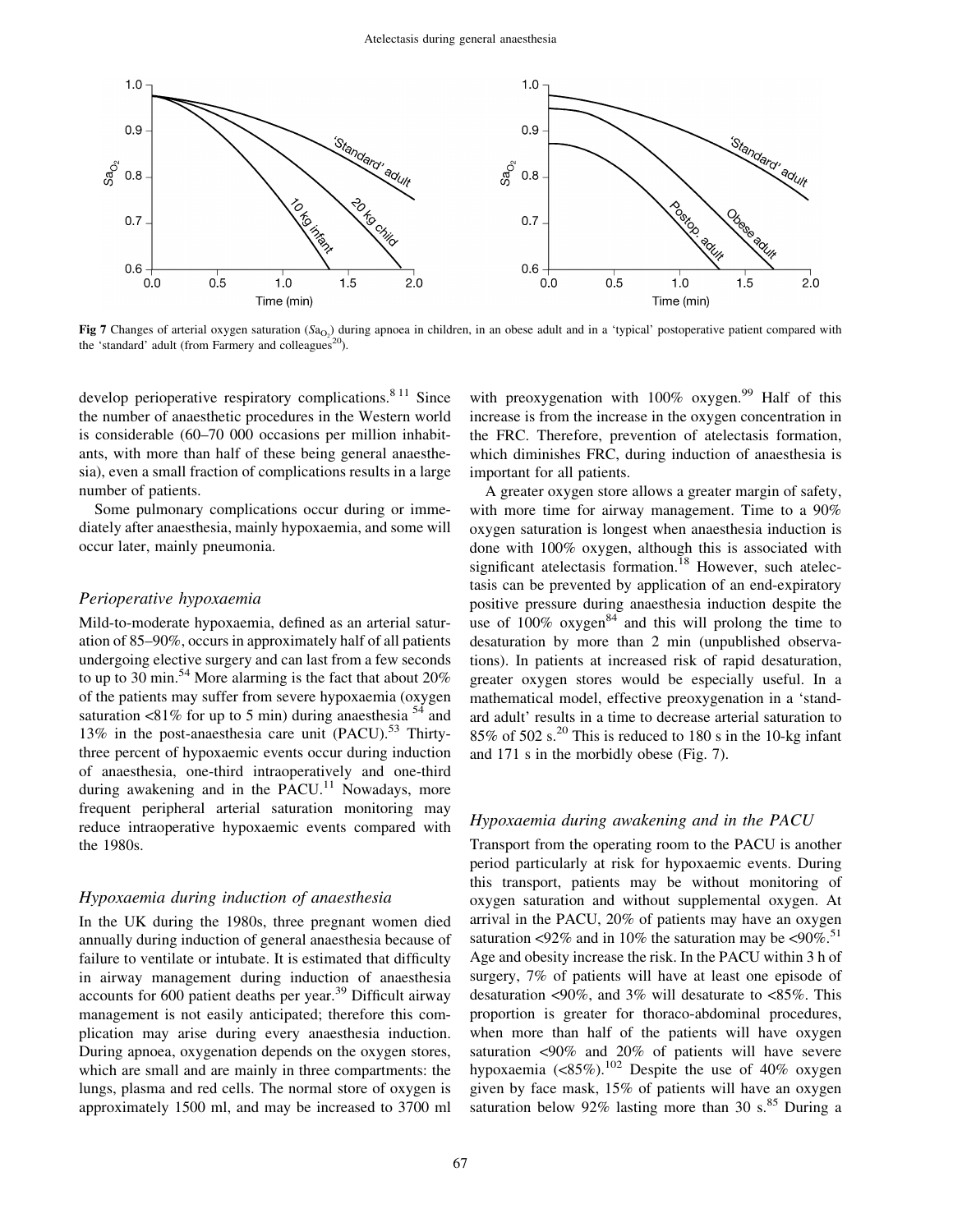Fig 7 Changes of arterial oxygen saturation ($Sa_{O_2}$) during apnoea in children, in an obese adult and in a 'typical' postoperative patient compared with the 'standard' adult (from Farmery and colleagues[20]).

develop perioperative respiratory complications.[8 11] Since the number of anaesthetic procedures in the Western world is considerable (60–70 000 occasions per million inhabitants, with more than half of these being general anaesthesia), even a small fraction of complications results in a large number of patients.

Some pulmonary complications occur during or immediately after anaesthesia, mainly hypoxaemia, and some will occur later, mainly pneumonia.

### *Perioperative hypoxaemia*

Mild-to-moderate hypoxaemia, defined as an arterial saturation of 85–90%, occurs in approximately half of all patients undergoing elective surgery and can last from a few seconds to up to 30 min.[54] More alarming is the fact that about 20% of the patients may suffer from severe hypoxaemia (oxygen saturation <81% for up to 5 min) during anaesthesia [54] and 13% in the post-anaesthesia care unit (PACU).[53] Thirty-three percent of hypoxaemic events occur during induction of anaesthesia, one-third intraoperatively and one-third during awakening and in the PACU.[11] Nowadays, more frequent peripheral arterial saturation monitoring may reduce intraoperative hypoxaemic events compared with the 1980s.

### *Hypoxaemia during induction of anaesthesia*

In the UK during the 1980s, three pregnant women died annually during induction of general anaesthesia because of failure to ventilate or intubate. It is estimated that difficulty in airway management during induction of anaesthesia accounts for 600 patient deaths per year.[39] Difficult airway management is not easily anticipated; therefore this complication may arise during every anaesthesia induction. During apnoea, oxygenation depends on the oxygen stores, which are small and are mainly in three compartments: the lungs, plasma and red cells. The normal store of oxygen is approximately 1500 ml, and may be increased to 3700 ml with preoxygenation with 100% oxygen.[99] Half of this increase is from the increase in the oxygen concentration in the FRC. Therefore, prevention of atelectasis formation, which diminishes FRC, during induction of anaesthesia is important for all patients.

A greater oxygen store allows a greater margin of safety, with more time for airway management. Time to a 90% oxygen saturation is longest when anaesthesia induction is done with 100% oxygen, although this is associated with significant atelectasis formation.[18] However, such atelectasis can be prevented by application of an end-expiratory positive pressure during anaesthesia induction despite the use of 100% oxygen[84] and this will prolong the time to desaturation by more than 2 min (unpublished observations). In patients at increased risk of rapid desaturation, greater oxygen stores would be especially useful. In a mathematical model, effective preoxygenation in a 'standard adult' results in a time to decrease arterial saturation to 85% of 502 s.[20] This is reduced to 180 s in the 10-kg infant and 171 s in the morbidly obese (Fig. 7).

### *Hypoxaemia during awakening and in the PACU*

Transport from the operating room to the PACU is another period particularly at risk for hypoxaemic events. During this transport, patients may be without monitoring of oxygen saturation and without supplemental oxygen. At arrival in the PACU, 20% of patients may have an oxygen saturation <92% and in 10% the saturation may be <90%.[51] Age and obesity increase the risk. In the PACU within 3 h of surgery, 7% of patients will have at least one episode of desaturation <90%, and 3% will desaturate to <85%. This proportion is greater for thoraco-abdominal procedures, when more than half of the patients will have oxygen saturation <90% and 20% of patients will have severe hypoxaemia (<85%).[102] Despite the use of 40% oxygen given by face mask, 15% of patients will have an oxygen saturation below 92% lasting more than 30 s.[85] During a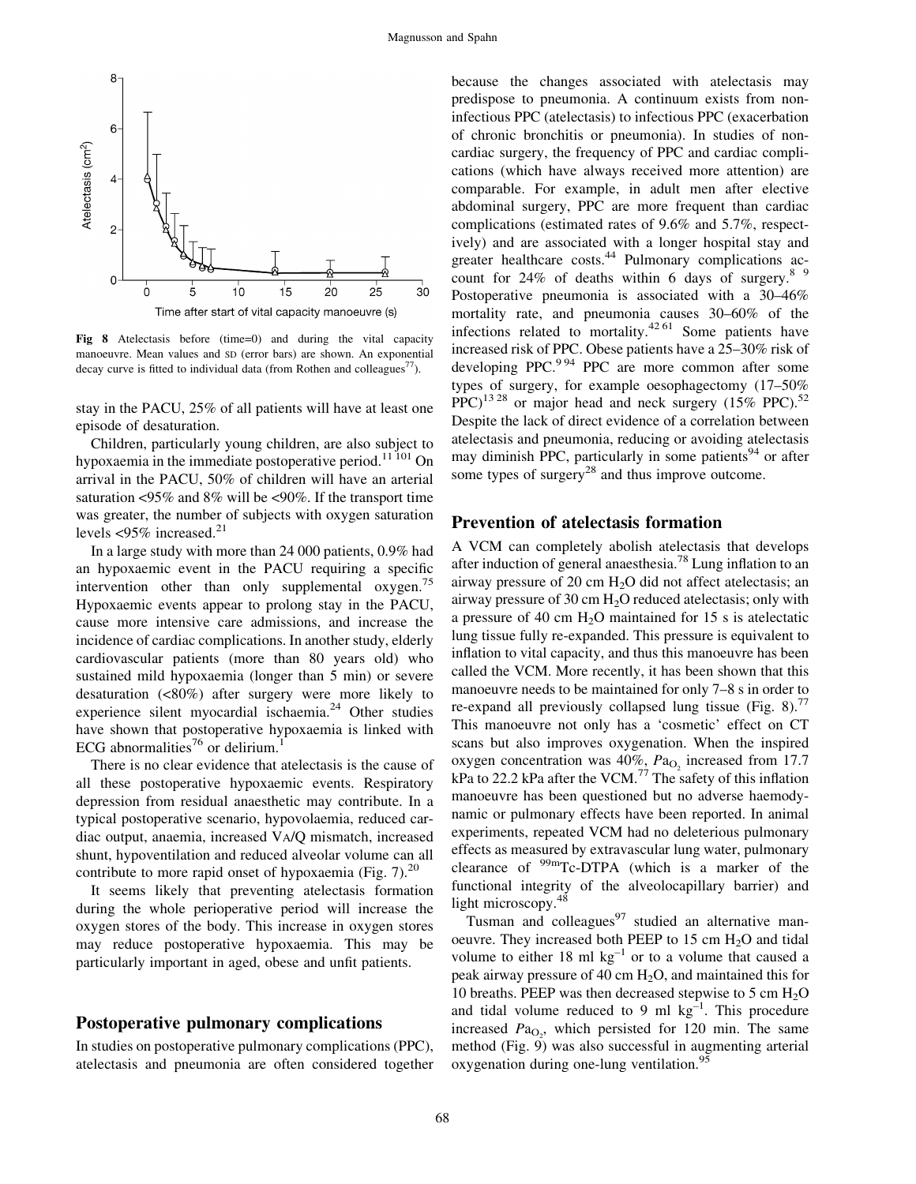Fig 8 Atelectasis before (time=0) and during the vital capacity manoeuvre. Mean values and SD (error bars) are shown. An exponential decay curve is fitted to individual data (from Rothen and colleagues[77]).

stay in the PACU, 25% of all patients will have at least one episode of desaturation.

Children, particularly young children, are also subject to hypoxaemia in the immediate postoperative period.[11 101] On arrival in the PACU, 50% of children will have an arterial saturation <95% and 8% will be <90%. If the transport time was greater, the number of subjects with oxygen saturation levels <95% increased.[21]

In a large study with more than 24 000 patients, 0.9% had an hypoxaemic event in the PACU requiring a specific intervention other than only supplemental oxygen.[75] Hypoxaemic events appear to prolong stay in the PACU, cause more intensive care admissions, and increase the incidence of cardiac complications. In another study, elderly cardiovascular patients (more than 80 years old) who sustained mild hypoxaemia (longer than 5 min) or severe desaturation (<80%) after surgery were more likely to experience silent myocardial ischaemia.[24] Other studies have shown that postoperative hypoxaemia is linked with ECG abnormalities[76] or delirium.[1]

There is no clear evidence that atelectasis is the cause of all these postoperative hypoxaemic events. Respiratory depression from residual anaesthetic may contribute. In a typical postoperative scenario, hypovolaemia, reduced cardiac output, anaemia, increased $\dot{V}A/\dot{Q}$ mismatch, increased shunt, hypoventilation and reduced alveolar volume can all contribute to more rapid onset of hypoxaemia (Fig. 7).[20]

It seems likely that preventing atelectasis formation during the whole perioperative period will increase the oxygen stores of the body. This increase in oxygen stores may reduce postoperative hypoxaemia. This may be particularly important in aged, obese and unfit patients.

## Postoperative pulmonary complications

In studies on postoperative pulmonary complications (PPC), atelectasis and pneumonia are often considered together because the changes associated with atelectasis may predispose to pneumonia. A continuum exists from non-infectious PPC (atelectasis) to infectious PPC (exacerbation of chronic bronchitis or pneumonia). In studies of non-cardiac surgery, the frequency of PPC and cardiac complications (which have always received more attention) are comparable. For example, in adult men after elective abdominal surgery, PPC are more frequent than cardiac complications (estimated rates of 9.6% and 5.7%, respectively) and are associated with a longer hospital stay and greater healthcare costs.[44] Pulmonary complications account for 24% of deaths within 6 days of surgery.[8 9] Postoperative pneumonia is associated with a 30–46% mortality rate, and pneumonia causes 30–60% of the infections related to mortality.[42 61] Some patients have increased risk of PPC. Obese patients have a 25–30% risk of developing PPC.[9 94] PPC are more common after some types of surgery, for example oesophagectomy (17–50% PPC)[13 28] or major head and neck surgery (15% PPC).[52] Despite the lack of direct evidence of a correlation between atelectasis and pneumonia, reducing or avoiding atelectasis may diminish PPC, particularly in some patients[94] or after some types of surgery[28] and thus improve outcome.

## Prevention of atelectasis formation

A VCM can completely abolish atelectasis that develops after induction of general anaesthesia.[78] Lung inflation to an airway pressure of 20 cm $H_2O$ did not affect atelectasis; an airway pressure of 30 cm $H_2O$ reduced atelectasis; only with a pressure of 40 cm $H_2O$ maintained for 15 s is atelectatic lung tissue fully re-expanded. This pressure is equivalent to inflation to vital capacity, and thus this manoeuvre has been called the VCM. More recently, it has been shown that this manoeuvre needs to be maintained for only 7–8 s in order to re-expand all previously collapsed lung tissue (Fig. 8).[77] This manoeuvre not only has a 'cosmetic' effect on CT scans but also improves oxygenation. When the inspired oxygen concentration was 40%, $Pa_{O_2}$ increased from 17.7 kPa to 22.2 kPa after the VCM.[77] The safety of this inflation manoeuvre has been questioned but no adverse haemodynamic or pulmonary effects have been reported. In animal experiments, repeated VCM had no deleterious pulmonary effects as measured by extravascular lung water, pulmonary clearance of $^{99m}$Tc-DTPA (which is a marker of the functional integrity of the alveolocapillary barrier) and light microscopy.[48]

Tusman and colleagues[97] studied an alternative manoeuvre. They increased both PEEP to 15 cm $H_2O$ and tidal volume to either 18 ml $kg^{-1}$ or to a volume that caused a peak airway pressure of 40 cm $H_2O$, and maintained this for 10 breaths. PEEP was then decreased stepwise to 5 cm $H_2O$ and tidal volume reduced to 9 ml $kg^{-1}$. This procedure increased $Pa_{O_2}$, which persisted for 120 min. The same method (Fig. 9) was also successful in augmenting arterial oxygenation during one-lung ventilation.[95]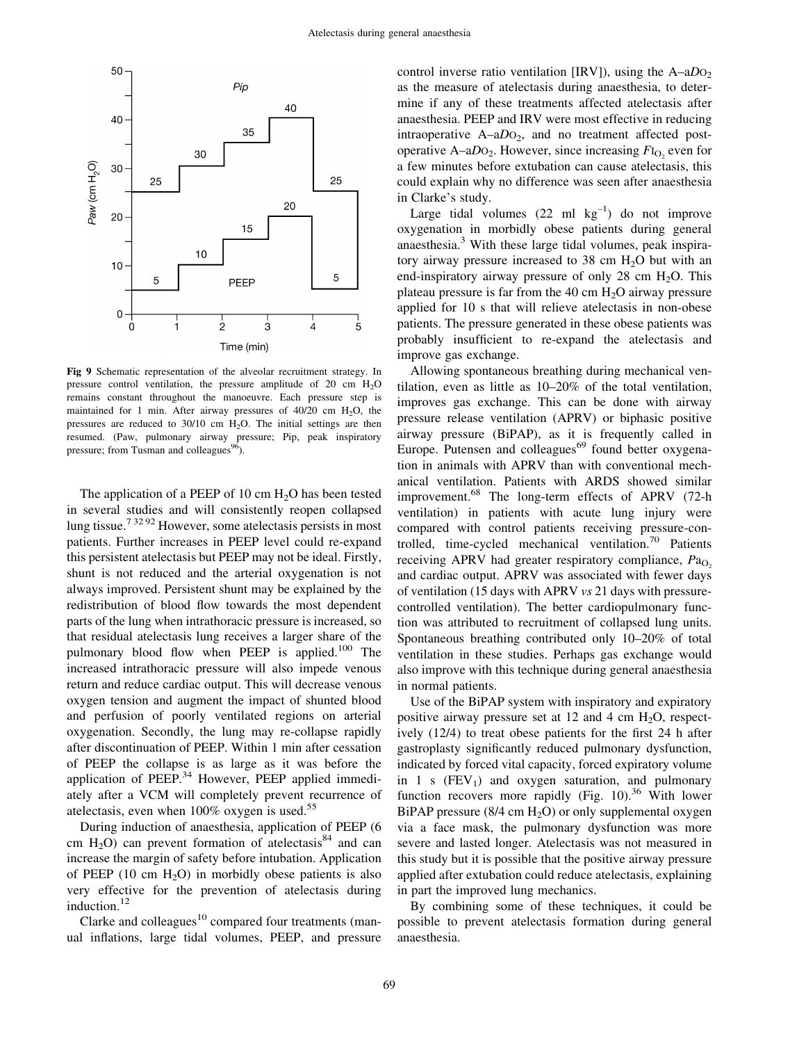Fig 9 Schematic representation of the alveolar recruitment strategy. In pressure control ventilation, the pressure amplitude of 20 cm $H_2O$ remains constant throughout the manoeuvre. Each pressure step is maintained for 1 min. After airway pressures of 40/20 cm $H_2O$, the pressures are reduced to 30/10 cm $H_2O$. The initial settings are then resumed. (Paw, pulmonary airway pressure; Pip, peak inspiratory pressure; from Tusman and colleagues[96]).

The application of a PEEP of 10 cm $H_2O$ has been tested in several studies and will consistently reopen collapsed lung tissue.[7 32 92] However, some atelectasis persists in most patients. Further increases in PEEP level could re-expand this persistent atelectasis but PEEP may not be ideal. Firstly, shunt is not reduced and the arterial oxygenation is not always improved. Persistent shunt may be explained by the redistribution of blood flow towards the most dependent parts of the lung when intrathoracic pressure is increased, so that residual atelectasis lung receives a larger share of the pulmonary blood flow when PEEP is applied.[100] The increased intrathoracic pressure will also impede venous return and reduce cardiac output. This will decrease venous oxygen tension and augment the impact of shunted blood and perfusion of poorly ventilated regions on arterial oxygenation. Secondly, the lung may re-collapse rapidly after discontinuation of PEEP. Within 1 min after cessation of PEEP the collapse is as large as it was before the application of PEEP.[34] However, PEEP applied immediately after a VCM will completely prevent recurrence of atelectasis, even when 100% oxygen is used.[55]

During induction of anaesthesia, application of PEEP (6 cm $H_2O$) can prevent formation of atelectasis[84] and can increase the margin of safety before intubation. Application of PEEP (10 cm $H_2O$) in morbidly obese patients is also very effective for the prevention of atelectasis during induction.[12]

Clarke and colleagues[10] compared four treatments (manual inflations, large tidal volumes, PEEP, and pressure control inverse ratio ventilation [IRV]), using the A–a$D_{O_2}$ as the measure of atelectasis during anaesthesia, to determine if any of these treatments affected atelectasis after anaesthesia. PEEP and IRV were most effective in reducing intraoperative A–a$D_{O_2}$, and no treatment affected postoperative A–a$D_{O_2}$. However, since increasing $F_{I_{O_2}}$ even for a few minutes before extubation can cause atelectasis, this could explain why no difference was seen after anaesthesia in Clarke's study.

Large tidal volumes (22 ml $kg^{-1}$) do not improve oxygenation in morbidly obese patients during general anaesthesia.[3] With these large tidal volumes, peak inspiratory airway pressure increased to 38 cm $H_2O$ but with an end-inspiratory airway pressure of only 28 cm $H_2O$. This plateau pressure is far from the 40 cm $H_2O$ airway pressure applied for 10 s that will relieve atelectasis in non-obese patients. The pressure generated in these obese patients was probably insufficient to re-expand the atelectasis and improve gas exchange.

Allowing spontaneous breathing during mechanical ventilation, even as little as 10–20% of the total ventilation, improves gas exchange. This can be done with airway pressure release ventilation (APRV) or biphasic positive airway pressure (BiPAP), as it is frequently called in Europe. Putensen and colleagues[69] found better oxygenation in animals with APRV than with conventional mechanical ventilation. Patients with ARDS showed similar improvement.[68] The long-term effects of APRV (72-h ventilation) in patients with acute lung injury were compared with control patients receiving pressure-controlled, time-cycled mechanical ventilation.[70] Patients receiving APRV had greater respiratory compliance, $Pa_{O_2}$ and cardiac output. APRV was associated with fewer days of ventilation (15 days with APRV *vs* 21 days with pressure-controlled ventilation). The better cardiopulmonary function was attributed to recruitment of collapsed lung units. Spontaneous breathing contributed only 10–20% of total ventilation in these studies. Perhaps gas exchange would also improve with this technique during general anaesthesia in normal patients.

Use of the BiPAP system with inspiratory and expiratory positive airway pressure set at 12 and 4 cm $H_2O$, respectively (12/4) to treat obese patients for the first 24 h after gastroplasty significantly reduced pulmonary dysfunction, indicated by forced vital capacity, forced expiratory volume in 1 s ($FEV_1$) and oxygen saturation, and pulmonary function recovers more rapidly (Fig. 10).[36] With lower BiPAP pressure (8/4 cm $H_2O$) or only supplemental oxygen via a face mask, the pulmonary dysfunction was more severe and lasted longer. Atelectasis was not measured in this study but it is possible that the positive airway pressure applied after extubation could reduce atelectasis, explaining in part the improved lung mechanics.

By combining some of these techniques, it could be possible to prevent atelectasis formation during general anaesthesia.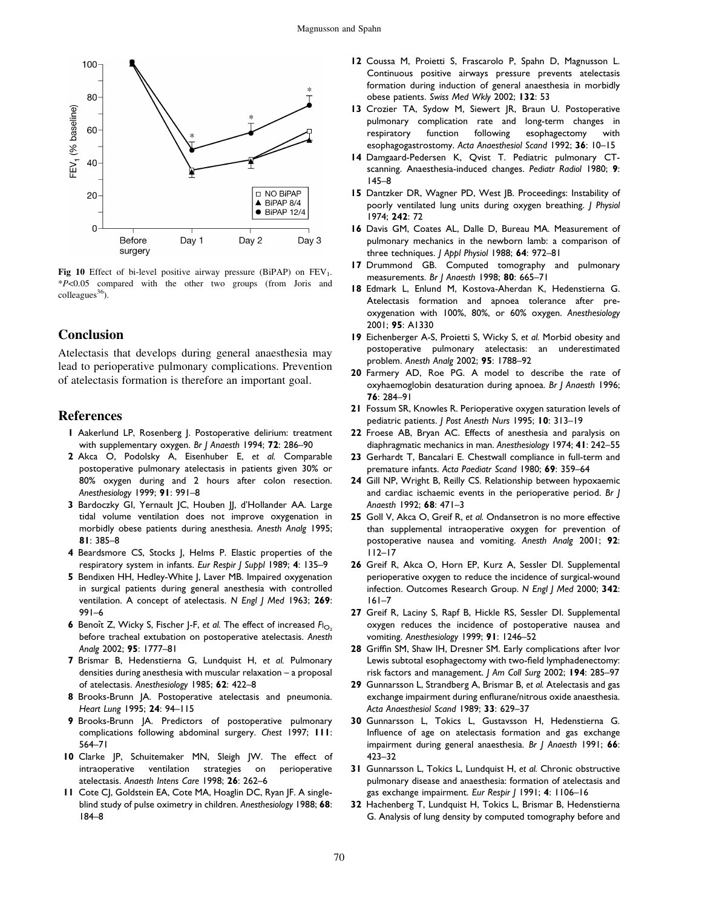Fig 10 Effect of bi-level positive airway pressure (BiPAP) on $FEV_1$. *$P$<0.05 compared with the other two groups (from Joris and colleagues[36]).

## Conclusion

Atelectasis that develops during general anaesthesia may lead to perioperative pulmonary complications. Prevention of atelectasis formation is therefore an important goal.

## References

1 Aakerlund LP, Rosenberg J. Postoperative delirium: treatment with supplementary oxygen. *Br J Anaesth* 1994; **72**: 286–90

2 Akca O, Podolsky A, Eisenhuber E, *et al.* Comparable postoperative pulmonary atelectasis in patients given 30% or 80% oxygen during and 2 hours after colon resection. *Anesthesiology* 1999; **91**: 991–8

3 Bardoczky GI, Yernault JC, Houben JJ, d'Hollander AA. Large tidal volume ventilation does not improve oxygenation in morbidly obese patients during anesthesia. *Anesth Analg* 1995; **81**: 385–8

4 Beardsmore CS, Stocks J, Helms P. Elastic properties of the respiratory system in infants. *Eur Respir J Suppl* 1989; **4**: 135–9

5 Bendixen HH, Hedley-White J, Laver MB. Impaired oxygenation in surgical patients during general anesthesia with controlled ventilation. A concept of atelectasis. *N Engl J Med* 1963; **269**: 991–6

6 Benoît Z, Wicky S, Fischer J-F, *et al.* The effect of increased $F_{I_{O_2}}$ before tracheal extubation on postoperative atelectasis. *Anesth Analg* 2002; **95**: 1777–81

7 Brismar B, Hedenstierna G, Lundquist H, *et al.* Pulmonary densities during anesthesia with muscular relaxation – a proposal of atelectasis. *Anesthesiology* 1985; **62**: 422–8

8 Brooks-Brunn JA. Postoperative atelectasis and pneumonia. *Heart Lung* 1995; **24**: 94–115

9 Brooks-Brunn JA. Predictors of postoperative pulmonary complications following abdominal surgery. *Chest* 1997; **111**: 564–71

10 Clarke JP, Schuitemaker MN, Sleigh JW. The effect of intraoperative ventilation strategies on perioperative atelectasis. *Anaesth Intens Care* 1998; **26**: 262–6

11 Cote CJ, Goldstein EA, Cote MA, Hoaglin DC, Ryan JF. A single-blind study of pulse oximetry in children. *Anesthesiology* 1988; **68**: 184–8

12 Coussa M, Proietti S, Frascarolo P, Spahn D, Magnusson L. Continuous positive airways pressure prevents atelectasis formation during induction of general anaesthesia in morbidly obese patients. *Swiss Med Wkly* 2002; **132**: 53

13 Crozier TA, Sydow M, Siewert JR, Braun U. Postoperative pulmonary complication rate and long-term changes in respiratory function following esophagectomy with esophagogastrostomy. *Acta Anaesthesiol Scand* 1992; **36**: 10–15

14 Damgaard-Pedersen K, Qvist T. Pediatric pulmonary CT-scanning. Anaesthesia-induced changes. *Pediatr Radiol* 1980; **9**: 145–8

15 Dantzker DR, Wagner PD, West JB. Proceedings: Instability of poorly ventilated lung units during oxygen breathing. *J Physiol* 1974; **242**: 72

16 Davis GM, Coates AL, Dalle D, Bureau MA. Measurement of pulmonary mechanics in the newborn lamb: a comparison of three techniques. *J Appl Physiol* 1988; **64**: 972–81

17 Drummond GB. Computed tomography and pulmonary measurements. *Br J Anaesth* 1998; **80**: 665–71

18 Edmark L, Enlund M, Kostova-Aherdan K, Hedenstierna G. Atelectasis formation and apnoea tolerance after pre-oxygenation with 100%, 80%, or 60% oxygen. *Anesthesiology* 2001; **95**: A1330

19 Eichenberger A-S, Proietti S, Wicky S, *et al.* Morbid obesity and postoperative pulmonary atelectasis: an underestimated problem. *Anesth Analg* 2002; **95**: 1788–92

20 Farmery AD, Roe PG. A model to describe the rate of oxyhaemoglobin desaturation during apnoea. *Br J Anaesth* 1996; **76**: 284–91

21 Fossum SR, Knowles R. Perioperative oxygen saturation levels of pediatric patients. *J Post Anesth Nurs* 1995; **10**: 313–19

22 Froese AB, Bryan AC. Effects of anesthesia and paralysis on diaphragmatic mechanics in man. *Anesthesiology* 1974; **41**: 242–55

23 Gerhardt T, Bancalari E. Chestwall compliance in full-term and premature infants. *Acta Paediatr Scand* 1980; **69**: 359–64

24 Gill NP, Wright B, Reilly CS. Relationship between hypoxaemic and cardiac ischaemic events in the perioperative period. *Br J Anaesth* 1992; **68**: 471–3

25 Goll V, Akca O, Greif R, *et al.* Ondansetron is no more effective than supplemental intraoperative oxygen for prevention of postoperative nausea and vomiting. *Anesth Analg* 2001; **92**: 112–17

26 Greif R, Akca O, Horn EP, Kurz A, Sessler DI. Supplemental perioperative oxygen to reduce the incidence of surgical-wound infection. Outcomes Research Group. *N Engl J Med* 2000; **342**: 161–7

27 Greif R, Laciny S, Rapf B, Hickle RS, Sessler DI. Supplemental oxygen reduces the incidence of postoperative nausea and vomiting. *Anesthesiology* 1999; **91**: 1246–52

28 Griffin SM, Shaw IH, Dresner SM. Early complications after Ivor Lewis subtotal esophagectomy with two-field lymphadenectomy: risk factors and management. *J Am Coll Surg* 2002; **194**: 285–97

29 Gunnarsson L, Strandberg A, Brismar B, *et al.* Atelectasis and gas exchange impairment during enflurane/nitrous oxide anaesthesia. *Acta Anaesthesiol Scand* 1989; **33**: 629–37

30 Gunnarsson L, Tokics L, Gustavsson H, Hedenstierna G. Influence of age on atelectasis formation and gas exchange impairment during general anaesthesia. *Br J Anaesth* 1991; **66**: 423–32

31 Gunnarsson L, Tokics L, Lundquist H, *et al.* Chronic obstructive pulmonary disease and anaesthesia: formation of atelectasis and gas exchange impairment. *Eur Respir J* 1991; **4**: 1106–16

32 Hachenberg T, Lundquist H, Tokics L, Brismar B, Hedenstierna G. Analysis of lung density by computed tomography before and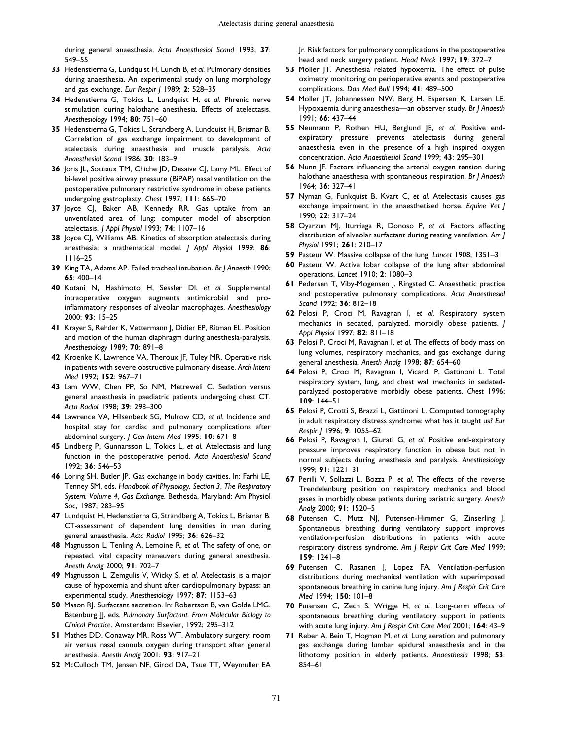during general anaesthesia. *Acta Anaesthesiol Scand* 1993; **37**: 549–55

**33** Hedenstierna G, Lundquist H, Lundh B, *et al.* Pulmonary densities during anaesthesia. An experimental study on lung morphology and gas exchange. *Eur Respir J* 1989; **2**: 528–35

**34** Hedenstierna G, Tokics L, Lundquist H, *et al.* Phrenic nerve stimulation during halothane anesthesia. Effects of atelectasis. *Anesthesiology* 1994; **80**: 751–60

**35** Hedenstierna G, Tokics L, Strandberg A, Lundquist H, Brismar B. Correlation of gas exchange impairment to development of atelectasis during anaesthesia and muscle paralysis. *Acta Anaesthesiol Scand* 1986; **30**: 183–91

**36** Joris JL, Sottiaux TM, Chiche JD, Desaive CJ, Lamy ML. Effect of bi-level positive airway pressure (BiPAP) nasal ventilation on the postoperative pulmonary restrictive syndrome in obese patients undergoing gastroplasty. *Chest* 1997; **111**: 665–70

**37** Joyce CJ, Baker AB, Kennedy RR. Gas uptake from an unventilated area of lung: computer model of absorption atelectasis. *J Appl Physiol* 1993; **74**: 1107–16

**38** Joyce CJ, Williams AB. Kinetics of absorption atelectasis during anesthesia: a mathematical model. *J Appl Physiol* 1999; **86**: 1116–25

**39** King TA, Adams AP. Failed tracheal intubation. *Br J Anaesth* 1990; **65**: 400–14

**40** Kotani N, Hashimoto H, Sessler DI, *et al.* Supplemental intraoperative oxygen augments antimicrobial and proinflammatory responses of alveolar macrophages. *Anesthesiology* 2000; **93**: 15–25

**41** Krayer S, Rehder K, Vettermann J, Didier EP, Ritman EL. Position and motion of the human diaphragm during anesthesia-paralysis. *Anesthesiology* 1989; **70**: 891–8

**42** Kroenke K, Lawrence VA, Theroux JF, Tuley MR. Operative risk in patients with severe obstructive pulmonary disease. *Arch Intern Med* 1992; **152**: 967–71

**43** Lam WW, Chen PP, So NM, Metreweli C. Sedation versus general anaesthesia in paediatric patients undergoing chest CT. *Acta Radiol* 1998; **39**: 298–300

**44** Lawrence VA, Hilsenbeck SG, Mulrow CD, *et al.* Incidence and hospital stay for cardiac and pulmonary complications after abdominal surgery. *J Gen Intern Med* 1995; **10**: 671–8

**45** Lindberg P, Gunnarsson L, Tokics L, *et al.* Atelectasis and lung function in the postoperative period. *Acta Anaesthesiol Scand* 1992; **36**: 546–53

**46** Loring SH, Butler JP. Gas exchange in body cavities. In: Farhi LE, Tenney SM, eds. *Handbook of Physiology. Section 3, The Respiratory System. Volume 4, Gas Exchange*. Bethesda, Maryland: Am Physiol Soc, 1987; 283–95

**47** Lundquist H, Hedenstierna G, Strandberg A, Tokics L, Brismar B. CT-assessment of dependent lung densities in man during general anaesthesia. *Acta Radiol* 1995; **36**: 626–32

**48** Magnusson L, Tenling A, Lemoine R, *et al.* The safety of one, or repeated, vital capacity maneuvers during general anesthesia. *Anesth Analg* 2000; **91**: 702–7

**49** Magnusson L, Zemgulis V, Wicky S, *et al.* Atelectasis is a major cause of hypoxemia and shunt after cardiopulmonary bypass: an experimental study. *Anesthesiology* 1997; **87**: 1153–63

**50** Mason RJ. Surfactant secretion. In: Robertson B, van Golde LMG, Batenburg JJ, eds. *Pulmonary Surfactant. From Molecular Biology to Clinical Practice*. Amsterdam: Elsevier, 1992; 295–312

**51** Mathes DD, Conaway MR, Ross WT. Ambulatory surgery: room air versus nasal cannula oxygen during transport after general anesthesia. *Anesth Analg* 2001; **93**: 917–21

**52** McCulloch TM, Jensen NF, Girod DA, Tsue TT, Weymuller EA Jr. Risk factors for pulmonary complications in the postoperative head and neck surgery patient. *Head Neck* 1997; **19**: 372–7

**53** Moller JT. Anesthesia related hypoxemia. The effect of pulse oximetry monitoring on perioperative events and postoperative complications. *Dan Med Bull* 1994; **41**: 489–500

**54** Moller JT, Johannessen NW, Berg H, Espersen K, Larsen LE. Hypoxaemia during anaesthesia—an observer study. *Br J Anaesth* 1991; **66**: 437–44

**55** Neumann P, Rothen HU, Berglund JE, *et al.* Positive end-expiratory pressure prevents atelectasis during general anaesthesia even in the presence of a high inspired oxygen concentration. *Acta Anaesthesiol Scand* 1999; **43**: 295–301

**56** Nunn JF. Factors influencing the arterial oxygen tension during halothane anaesthesia with spontaneous respiration. *Br J Anaesth* 1964; **36**: 327–41

**57** Nyman G, Funkquist B, Kvart C, *et al.* Atelectasis causes gas exchange impairment in the anaesthetised horse. *Equine Vet J* 1990; **22**: 317–24

**58** Oyarzun MJ, Iturriaga R, Donoso P, *et al.* Factors affecting distribution of alveolar surfactant during resting ventilation. *Am J Physiol* 1991; **261**: 210–17

**59** Pasteur W. Massive collapse of the lung. *Lancet* 1908; 1351–3

**60** Pasteur W. Active lobar collapse of the lung after abdominal operations. *Lancet* 1910; **2**: 1080–3

**61** Pedersen T, Viby-Mogensen J, Ringsted C. Anaesthetic practice and postoperative pulmonary complications. *Acta Anaesthesiol Scand* 1992; **36**: 812–18

**62** Pelosi P, Croci M, Ravagnan I, *et al.* Respiratory system mechanics in sedated, paralyzed, morbidly obese patients. *J Appl Physiol* 1997; **82**: 811–18

**63** Pelosi P, Croci M, Ravagnan I, *et al.* The effects of body mass on lung volumes, respiratory mechanics, and gas exchange during general anesthesia. *Anesth Analg* 1998; **87**: 654–60

**64** Pelosi P, Croci M, Ravagnan I, Vicardi P, Gattinoni L. Total respiratory system, lung, and chest wall mechanics in sedated-paralyzed postoperative morbidly obese patients. *Chest* 1996; **109**: 144–51

**65** Pelosi P, Crotti S, Brazzi L, Gattinoni L. Computed tomography in adult respiratory distress syndrome: what has it taught us? *Eur Respir J* 1996; **9**: 1055–62

**66** Pelosi P, Ravagnan I, Giurati G, *et al.* Positive end-expiratory pressure improves respiratory function in obese but not in normal subjects during anesthesia and paralysis. *Anesthesiology* 1999; **91**: 1221–31

**67** Perilli V, Sollazzi L, Bozza P, *et al.* The effects of the reverse Trendelenburg position on respiratory mechanics and blood gases in morbidly obese patients during bariatric surgery. *Anesth Analg* 2000; **91**: 1520–5

**68** Putensen C, Mutz NJ, Putensen-Himmer G, Zinserling J. Spontaneous breathing during ventilatory support improves ventilation-perfusion distributions in patients with acute respiratory distress syndrome. *Am J Respir Crit Care Med* 1999; **159**: 1241–8

**69** Putensen C, Rasanen J, Lopez FA. Ventilation-perfusion distributions during mechanical ventilation with superimposed spontaneous breathing in canine lung injury. *Am J Respir Crit Care Med* 1994; **150**: 101–8

**70** Putensen C, Zech S, Wrigge H, *et al.* Long-term effects of spontaneous breathing during ventilatory support in patients with acute lung injury. *Am J Respir Crit Care Med* 2001; **164**: 43–9

**71** Reber A, Bein T, Hogman M, *et al.* Lung aeration and pulmonary gas exchange during lumbar epidural anaesthesia and in the lithotomy position in elderly patients. *Anaesthesia* 1998; **53**: 854–61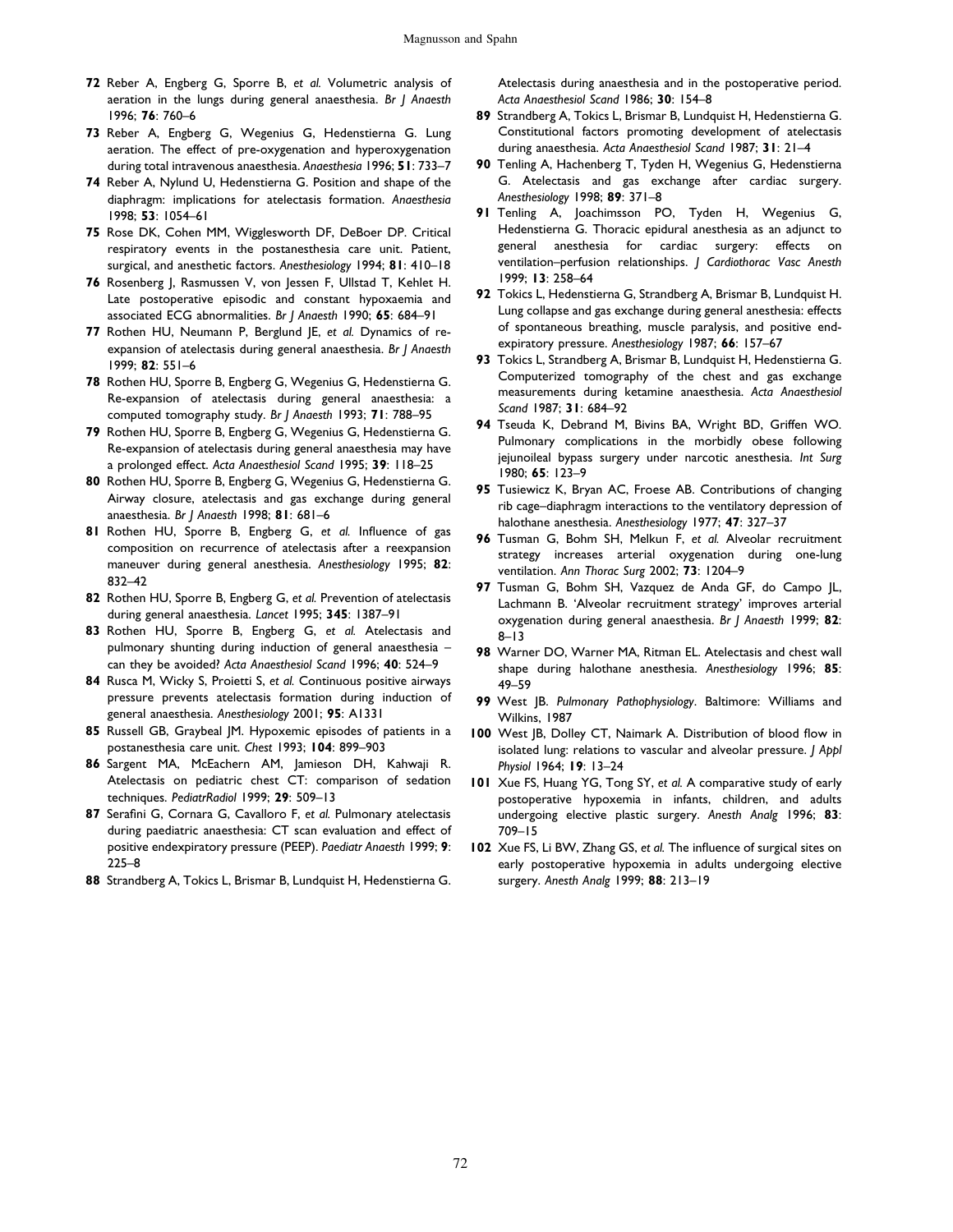72 Reber A, Engberg G, Sporre B, *et al.* Volumetric analysis of aeration in the lungs during general anaesthesia. *Br J Anaesth* 1996; **76**: 760–6

73 Reber A, Engberg G, Wegenius G, Hedenstierna G. Lung aeration. The effect of pre-oxygenation and hyperoxygenation during total intravenous anaesthesia. *Anaesthesia* 1996; **51**: 733–7

74 Reber A, Nylund U, Hedenstierna G. Position and shape of the diaphragm: implications for atelectasis formation. *Anaesthesia* 1998; **53**: 1054–61

75 Rose DK, Cohen MM, Wigglesworth DF, DeBoer DP. Critical respiratory events in the postanesthesia care unit. Patient, surgical, and anesthetic factors. *Anesthesiology* 1994; **81**: 410–18

76 Rosenberg J, Rasmussen V, von Jessen F, Ullstad T, Kehlet H. Late postoperative episodic and constant hypoxaemia and associated ECG abnormalities. *Br J Anaesth* 1990; **65**: 684–91

77 Rothen HU, Neumann P, Berglund JE, *et al.* Dynamics of re-expansion of atelectasis during general anaesthesia. *Br J Anaesth* 1999; **82**: 551–6

78 Rothen HU, Sporre B, Engberg G, Wegenius G, Hedenstierna G. Re-expansion of atelectasis during general anaesthesia: a computed tomography study. *Br J Anaesth* 1993; **71**: 788–95

79 Rothen HU, Sporre B, Engberg G, Wegenius G, Hedenstierna G. Re-expansion of atelectasis during general anaesthesia may have a prolonged effect. *Acta Anaesthesiol Scand* 1995; **39**: 118–25

80 Rothen HU, Sporre B, Engberg G, Wegenius G, Hedenstierna G. Airway closure, atelectasis and gas exchange during general anaesthesia. *Br J Anaesth* 1998; **81**: 681–6

81 Rothen HU, Sporre B, Engberg G, *et al.* Influence of gas composition on recurrence of atelectasis after a reexpansion maneuver during general anesthesia. *Anesthesiology* 1995; **82**: 832–42

82 Rothen HU, Sporre B, Engberg G, *et al.* Prevention of atelectasis during general anaesthesia. *Lancet* 1995; **345**: 1387–91

83 Rothen HU, Sporre B, Engberg G, *et al.* Atelectasis and pulmonary shunting during induction of general anaesthesia – can they be avoided? *Acta Anaesthesiol Scand* 1996; **40**: 524–9

84 Rusca M, Wicky S, Proietti S, *et al.* Continuous positive airways pressure prevents atelectasis formation during induction of general anaesthesia. *Anesthesiology* 2001; **95**: A1331

85 Russell GB, Graybeal JM. Hypoxemic episodes of patients in a postanesthesia care unit. *Chest* 1993; **104**: 899–903

86 Sargent MA, McEachern AM, Jamieson DH, Kahwaji R. Atelectasis on pediatric chest CT: comparison of sedation techniques. *PediatrRadiol* 1999; **29**: 509–13

87 Serafini G, Cornara G, Cavalloro F, *et al.* Pulmonary atelectasis during paediatric anaesthesia: CT scan evaluation and effect of positive endexpiratory pressure (PEEP). *Paediatr Anaesth* 1999; **9**: 225–8

88 Strandberg A, Tokics L, Brismar B, Lundquist H, Hedenstierna G. Atelectasis during anaesthesia and in the postoperative period. *Acta Anaesthesiol Scand* 1986; **30**: 154–8

89 Strandberg A, Tokics L, Brismar B, Lundquist H, Hedenstierna G. Constitutional factors promoting development of atelectasis during anaesthesia. *Acta Anaesthesiol Scand* 1987; **31**: 21–4

90 Tenling A, Hachenberg T, Tyden H, Wegenius G, Hedenstierna G. Atelectasis and gas exchange after cardiac surgery. *Anesthesiology* 1998; **89**: 371–8

91 Tenling A, Joachimsson PO, Tyden H, Wegenius G, Hedenstierna G. Thoracic epidural anesthesia as an adjunct to general anesthesia for cardiac surgery: effects on ventilation–perfusion relationships. *J Cardiothorac Vasc Anesth* 1999; **13**: 258–64

92 Tokics L, Hedenstierna G, Strandberg A, Brismar B, Lundquist H. Lung collapse and gas exchange during general anesthesia: effects of spontaneous breathing, muscle paralysis, and positive end-expiratory pressure. *Anesthesiology* 1987; **66**: 157–67

93 Tokics L, Strandberg A, Brismar B, Lundquist H, Hedenstierna G. Computerized tomography of the chest and gas exchange measurements during ketamine anaesthesia. *Acta Anaesthesiol Scand* 1987; **31**: 684–92

94 Tseuda K, Debrand M, Bivins BA, Wright BD, Griffen WO. Pulmonary complications in the morbidly obese following jejunoileal bypass surgery under narcotic anesthesia. *Int Surg* 1980; **65**: 123–9

95 Tusiewicz K, Bryan AC, Froese AB. Contributions of changing rib cage–diaphragm interactions to the ventilatory depression of halothane anesthesia. *Anesthesiology* 1977; **47**: 327–37

96 Tusman G, Bohm SH, Melkun F, *et al.* Alveolar recruitment strategy increases arterial oxygenation during one-lung ventilation. *Ann Thorac Surg* 2002; **73**: 1204–9

97 Tusman G, Bohm SH, Vazquez de Anda GF, do Campo JL, Lachmann B. 'Alveolar recruitment strategy' improves arterial oxygenation during general anaesthesia. *Br J Anaesth* 1999; **82**: 8–13

98 Warner DO, Warner MA, Ritman EL. Atelectasis and chest wall shape during halothane anesthesia. *Anesthesiology* 1996; **85**: 49–59

99 West JB. *Pulmonary Pathophysiology*. Baltimore: Williams and Wilkins, 1987

100 West JB, Dolley CT, Naimark A. Distribution of blood flow in isolated lung: relations to vascular and alveolar pressure. *J Appl Physiol* 1964; **19**: 13–24

101 Xue FS, Huang YG, Tong SY, *et al.* A comparative study of early postoperative hypoxemia in infants, children, and adults undergoing elective plastic surgery. *Anesth Analg* 1996; **83**: 709–15

102 Xue FS, Li BW, Zhang GS, *et al.* The influence of surgical sites on early postoperative hypoxemia in adults undergoing elective surgery. *Anesth Analg* 1999; **88**: 213–19